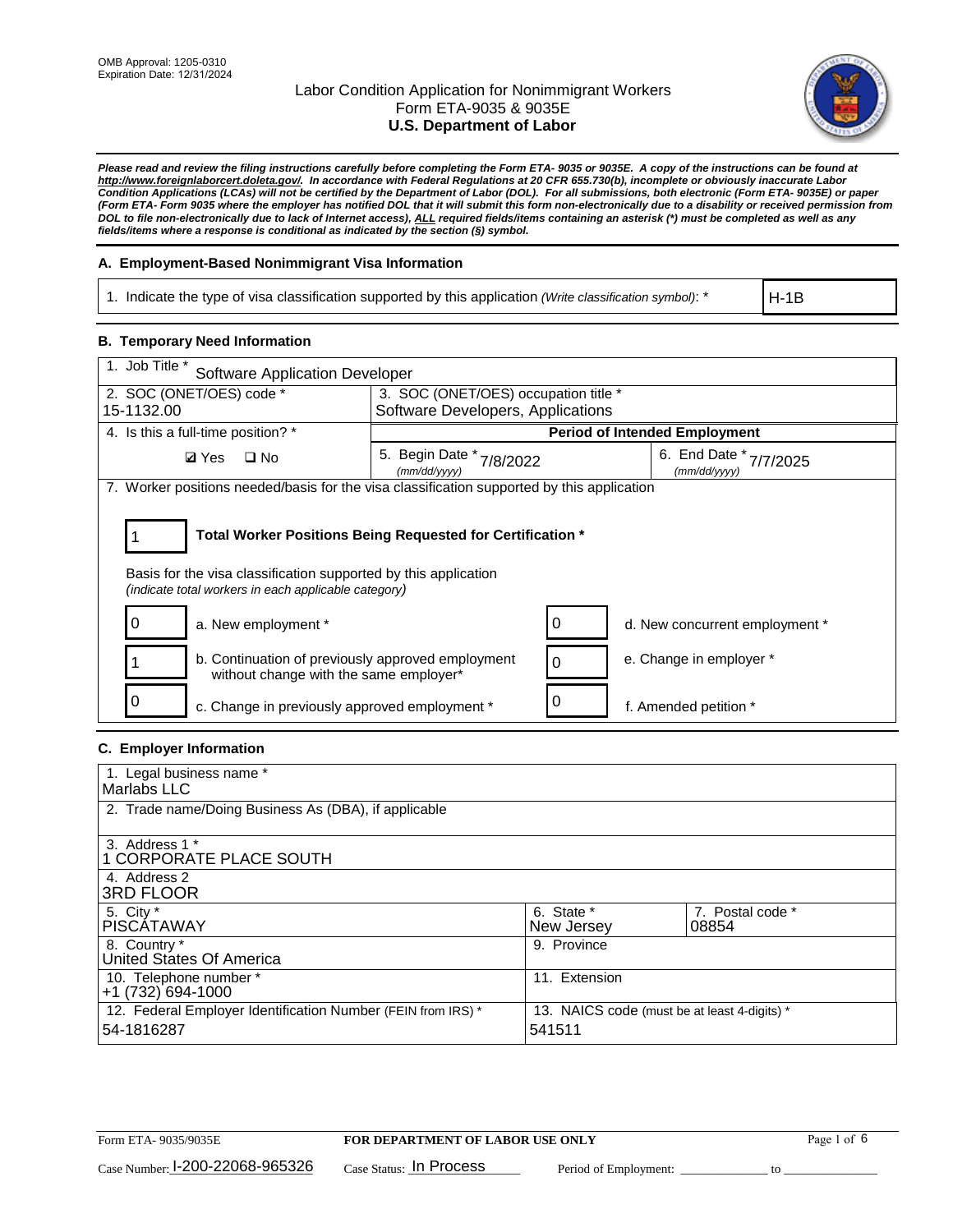OMB Approval: 1205-0310
Expiration Date: 12/31/2024

# Labor Condition Application for Nonimmigrant Workers
## Form ETA-9035 & 9035E
## U.S. Department of Labor

***Please read and review the filing instructions carefully before completing the Form ETA- 9035 or 9035E. A copy of the instructions can be found at http://www.foreignlaborcert.doleta.gov/. In accordance with Federal Regulations at 20 CFR 655.730(b), incomplete or obviously inaccurate Labor Condition Applications (LCAs) will not be certified by the Department of Labor (DOL). For all submissions, both electronic (Form ETA- 9035E) or paper (Form ETA- Form 9035 where the employer has notified DOL that it will submit this form non-electronically due to a disability or received permission from DOL to file non-electronically due to lack of Internet access), ALL required fields/items containing an asterisk (*) must be completed as well as any fields/items where a response is conditional as indicated by the section (§) symbol.***

### A. Employment-Based Nonimmigrant Visa Information

| 1. Indicate the type of visa classification supported by this application *(Write classification symbol)*: * | H-1B |
|---|---|

### B. Temporary Need Information

| 1. Job Title * Software Application Developer | | |
|---|---|---|
| 2. SOC (ONET/OES) code * 15-1132.00 | 3. SOC (ONET/OES) occupation title * Software Developers, Applications | |
| 4. Is this a full-time position? * | **Period of Intended Employment** | |
| ☑ Yes ☐ No | 5. Begin Date * (mm/dd/yyyy) 7/8/2022 | 6. End Date * (mm/dd/yyyy) 7/7/2025 |

7. Worker positions needed/basis for the visa classification supported by this application

1 — **Total Worker Positions Being Requested for Certification ***

Basis for the visa classification supported by this application
*(indicate total workers in each applicable category)*

| Count | Category | Count | Category |
|---|---|---|---|
| 0 | a. New employment * | 0 | d. New concurrent employment * |
| 1 | b. Continuation of previously approved employment without change with the same employer* | 0 | e. Change in employer * |
| 0 | c. Change in previously approved employment * | 0 | f. Amended petition * |

### C. Employer Information

| 1. Legal business name * Marlabs LLC | | |
|---|---|---|
| 2. Trade name/Doing Business As (DBA), if applicable | | |
| 3. Address 1 * 1 CORPORATE PLACE SOUTH | | |
| 4. Address 2 3RD FLOOR | | |
| 5. City * PISCATAWAY | 6. State * New Jersey | 7. Postal code * 08854 |
| 8. Country * United States Of America | 9. Province | |
| 10. Telephone number * +1 (732) 694-1000 | 11. Extension | |
| 12. Federal Employer Identification Number (FEIN from IRS) * 54-1816287 | 13. NAICS code (must be at least 4-digits) * 541511 | |

Form ETA- 9035/9035E — **FOR DEPARTMENT OF LABOR USE ONLY**

Case Number: I-200-22068-965326 Case Status: In Process Period of Employment: _____________ to _____________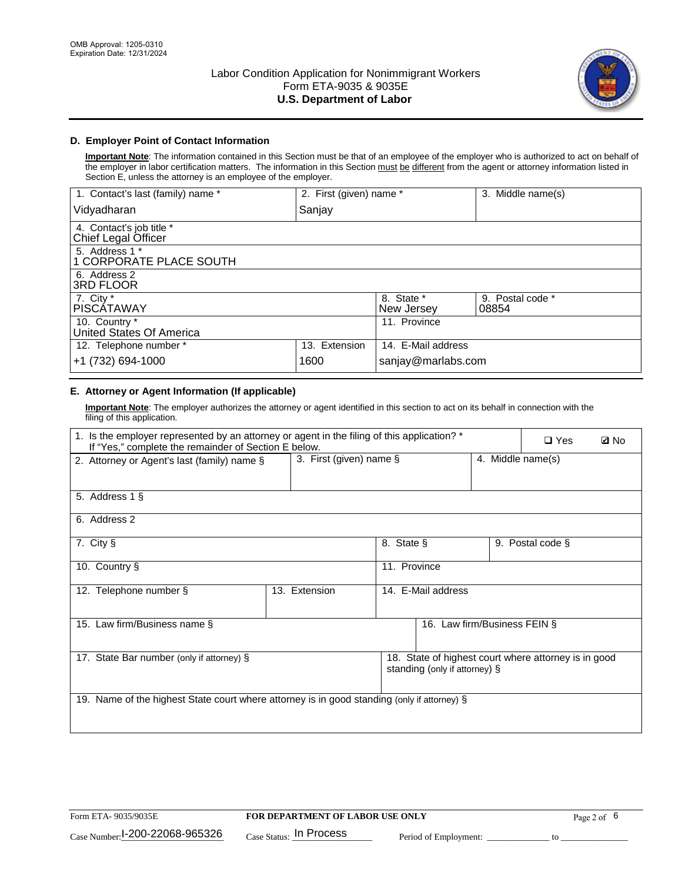### D. Employer Point of Contact Information

**Important Note**: The information contained in this Section must be that of an employee of the employer who is authorized to act on behalf of the employer in labor certification matters. The information in this Section must be different from the agent or attorney information listed in Section E, unless the attorney is an employee of the employer.

| 1. Contact's last (family) name * | 2. First (given) name * | 3. Middle name(s) |
|---|---|---|
| Vidyadharan | Sanjay | |

| 4. Contact's job title * |
|---|
| Chief Legal Officer |

| 5. Address 1 * |
|---|
| 1 CORPORATE PLACE SOUTH |

| 6. Address 2 |
|---|
| 3RD FLOOR |

| 7. City * | 8. State * | 9. Postal code * |
|---|---|---|
| PISCATAWAY | New Jersey | 08854 |

| 10. Country * | 11. Province |
|---|---|
| United States Of America | |

| 12. Telephone number * | 13. Extension | 14. E-Mail address |
|---|---|---|
| +1 (732) 694-1000 | 1600 | sanjay@marlabs.com |

### E. Attorney or Agent Information (If applicable)

**Important Note**: The employer authorizes the attorney or agent identified in this section to act on its behalf in connection with the filing of this application.

1. Is the employer represented by an attorney or agent in the filing of this application? * If "Yes," complete the remainder of Section E below. ☐ Yes ☑ No

| 2. Attorney or Agent's last (family) name § | 3. First (given) name § | 4. Middle name(s) |
|---|---|---|
| | | |

| 5. Address 1 § |
|---|
| |

| 6. Address 2 |
|---|
| |

| 7. City § | 8. State § | 9. Postal code § |
|---|---|---|
| | | |

| 10. Country § | 11. Province |
|---|---|
| | |

| 12. Telephone number § | 13. Extension | 14. E-Mail address |
|---|---|---|
| | | |

| 15. Law firm/Business name § | 16. Law firm/Business FEIN § |
|---|---|
| | |

| 17. State Bar number (only if attorney) § | 18. State of highest court where attorney is in good standing (only if attorney) § |
|---|---|
| | |

| 19. Name of the highest State court where attorney is in good standing (only if attorney) § |
|---|
| |

Form ETA- 9035/9035E | FOR DEPARTMENT OF LABOR USE ONLY

Case Number: I-200-22068-965326 Case Status: In Process Period of Employment: \_\_\_\_\_\_\_\_\_\_ to \_\_\_\_\_\_\_\_\_\_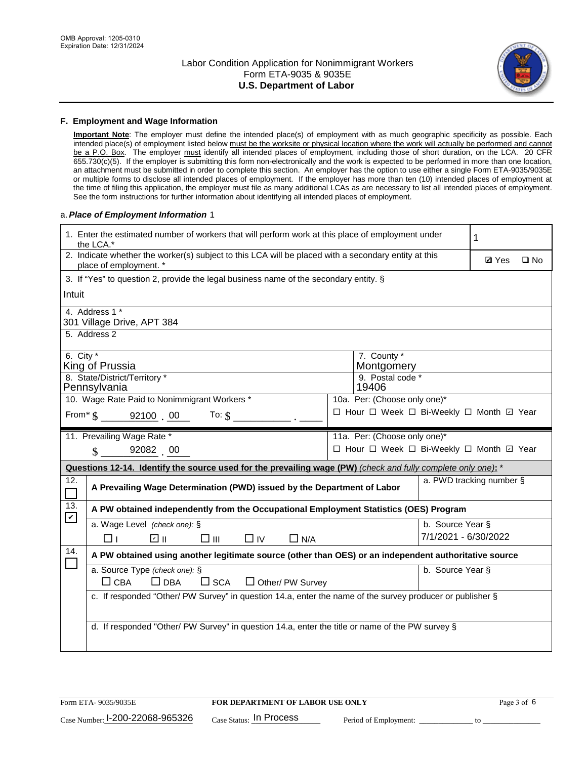OMB Approval: 1205-0310
Expiration Date: 12/31/2024

# Labor Condition Application for Nonimmigrant Workers
## Form ETA-9035 & 9035E
## U.S. Department of Labor

### F. Employment and Wage Information

**Important Note**: The employer must define the intended place(s) of employment with as much geographic specificity as possible. Each intended place(s) of employment listed below must be the worksite or physical location where the work will actually be performed and cannot be a P.O. Box. The employer must identify all intended places of employment, including those of short duration, on the LCA. 20 CFR 655.730(c)(5). If the employer is submitting this form non-electronically and the work is expected to be performed in more than one location, an attachment must be submitted in order to complete this section. An employer has the option to use either a single Form ETA-9035/9035E or multiple forms to disclose all intended places of employment. If the employer has more than ten (10) intended places of employment at the time of filing this application, the employer must file as many additional LCAs as are necessary to list all intended places of employment. See the form instructions for further information about identifying all intended places of employment.

a. *Place of Employment Information* 1

| | |
|---|---|
| 1. Enter the estimated number of workers that will perform work at this place of employment under the LCA.* | 1 |
| 2. Indicate whether the worker(s) subject to this LCA will be placed with a secondary entity at this place of employment. * | ☑ Yes ☐ No |
| 3. If "Yes" to question 2, provide the legal business name of the secondary entity. § Intuit | |
| 4. Address 1 * 301 Village Drive, APT 384 | |
| 5. Address 2 | |
| 6. City * King of Prussia | 7. County * Montgomery |
| 8. State/District/Territory * Pennsylvania | 9. Postal code * 19406 |
| 10. Wage Rate Paid to Nonimmigrant Workers * From* $ 92100 . 00 To: $ ______ . ____ | 10a. Per: (Choose only one)* ☐ Hour ☐ Week ☐ Bi-Weekly ☐ Month ☑ Year |
| 11. Prevailing Wage Rate * $ 92082 . 00 | 11a. Per: (Choose only one)* ☐ Hour ☐ Week ☐ Bi-Weekly ☐ Month ☑ Year |

**Questions 12-14. Identify the source used for the prevailing wage (PW)** *(check and fully complete only one)*: *

| | | |
|---|---|---|
| 12. ☐ | A Prevailing Wage Determination (PWD) issued by the Department of Labor | a. PWD tracking number § |
| 13. ☑ | A PW obtained independently from the Occupational Employment Statistics (OES) Program | |
| | a. Wage Level *(check one)*: § ☐ I ☑ II ☐ III ☐ IV ☐ N/A | b. Source Year § 7/1/2021 - 6/30/2022 |
| 14. ☐ | A PW obtained using another legitimate source (other than OES) or an independent authoritative source | |
| | a. Source Type *(check one)*: § ☐ CBA ☐ DBA ☐ SCA ☐ Other/ PW Survey | b. Source Year § |
| | c. If responded "Other/ PW Survey" in question 14.a, enter the name of the survey producer or publisher § | |
| | d. If responded "Other/ PW Survey" in question 14.a, enter the title or name of the PW survey § | |

Form ETA- 9035/9035E **FOR DEPARTMENT OF LABOR USE ONLY**

Case Number: I-200-22068-965326 Case Status: In Process Period of Employment: ____________ to ______________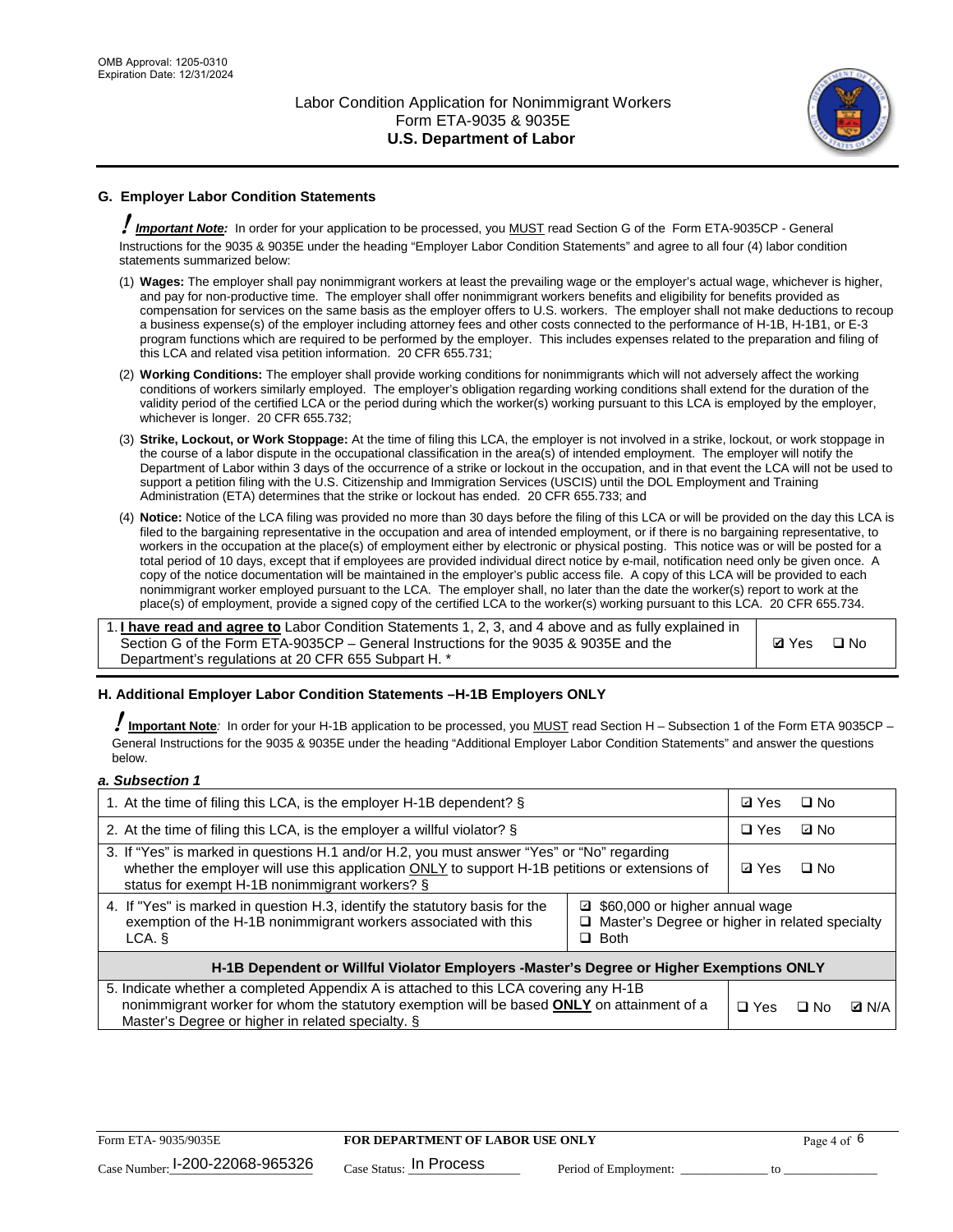## G. Employer Labor Condition Statements

***Important Note:*** In order for your application to be processed, you MUST read Section G of the Form ETA-9035CP - General Instructions for the 9035 & 9035E under the heading "Employer Labor Condition Statements" and agree to all four (4) labor condition statements summarized below:

(1) **Wages:** The employer shall pay nonimmigrant workers at least the prevailing wage or the employer's actual wage, whichever is higher, and pay for non-productive time. The employer shall offer nonimmigrant workers benefits and eligibility for benefits provided as compensation for services on the same basis as the employer offers to U.S. workers. The employer shall not make deductions to recoup a business expense(s) of the employer including attorney fees and other costs connected to the performance of H-1B, H-1B1, or E-3 program functions which are required to be performed by the employer. This includes expenses related to the preparation and filing of this LCA and related visa petition information. 20 CFR 655.731;

(2) **Working Conditions:** The employer shall provide working conditions for nonimmigrants which will not adversely affect the working conditions of workers similarly employed. The employer's obligation regarding working conditions shall extend for the duration of the validity period of the certified LCA or the period during which the worker(s) working pursuant to this LCA is employed by the employer, whichever is longer. 20 CFR 655.732;

(3) **Strike, Lockout, or Work Stoppage:** At the time of filing this LCA, the employer is not involved in a strike, lockout, or work stoppage in the course of a labor dispute in the occupational classification in the area(s) of intended employment. The employer will notify the Department of Labor within 3 days of the occurrence of a strike or lockout in the occupation, and in that event the LCA will not be used to support a petition filing with the U.S. Citizenship and Immigration Services (USCIS) until the DOL Employment and Training Administration (ETA) determines that the strike or lockout has ended. 20 CFR 655.733; and

(4) **Notice:** Notice of the LCA filing was provided no more than 30 days before the filing of this LCA or will be provided on the day this LCA is filed to the bargaining representative in the occupation and area of intended employment, or if there is no bargaining representative, to workers in the occupation at the place(s) of employment either by electronic or physical posting. This notice was or will be posted for a total period of 10 days, except that if employees are provided individual direct notice by e-mail, notification need only be given once. A copy of the notice documentation will be maintained in the employer's public access file. A copy of this LCA will be provided to each nonimmigrant worker employed pursuant to the LCA. The employer shall, no later than the date the worker(s) report to work at the place(s) of employment, provide a signed copy of the certified LCA to the worker(s) working pursuant to this LCA. 20 CFR 655.734.

| | |
|---|---|
| 1. **I have read and agree to** Labor Condition Statements 1, 2, 3, and 4 above and as fully explained in Section G of the Form ETA-9035CP – General Instructions for the 9035 & 9035E and the Department's regulations at 20 CFR 655 Subpart H. * | ☑ Yes ☐ No |

## H. Additional Employer Labor Condition Statements –H-1B Employers ONLY

***Important Note:*** In order for your H-1B application to be processed, you MUST read Section H – Subsection 1 of the Form ETA 9035CP – General Instructions for the 9035 & 9035E under the heading "Additional Employer Labor Condition Statements" and answer the questions below.

*a. Subsection 1*

| | |
|---|---|
| 1. At the time of filing this LCA, is the employer H-1B dependent? § | ☑ Yes ☐ No |
| 2. At the time of filing this LCA, is the employer a willful violator? § | ☐ Yes ☑ No |
| 3. If "Yes" is marked in questions H.1 and/or H.2, you must answer "Yes" or "No" regarding whether the employer will use this application ONLY to support H-1B petitions or extensions of status for exempt H-1B nonimmigrant workers? § | ☑ Yes ☐ No |
| 4. If "Yes" is marked in question H.3, identify the statutory basis for the exemption of the H-1B nonimmigrant workers associated with this LCA. § | ☑ $60,000 or higher annual wage<br>☐ Master's Degree or higher in related specialty<br>☐ Both |
| **H-1B Dependent or Willful Violator Employers -Master's Degree or Higher Exemptions ONLY** | |
| 5. Indicate whether a completed Appendix A is attached to this LCA covering any H-1B nonimmigrant worker for whom the statutory exemption will be based **ONLY** on attainment of a Master's Degree or higher in related specialty. § | ☐ Yes ☐ No ☑ N/A |

Form ETA- 9035/9035E | **FOR DEPARTMENT OF LABOR USE ONLY**

Case Number: I-200-22068-965326 Case Status: In Process Period of Employment: _____________ to _____________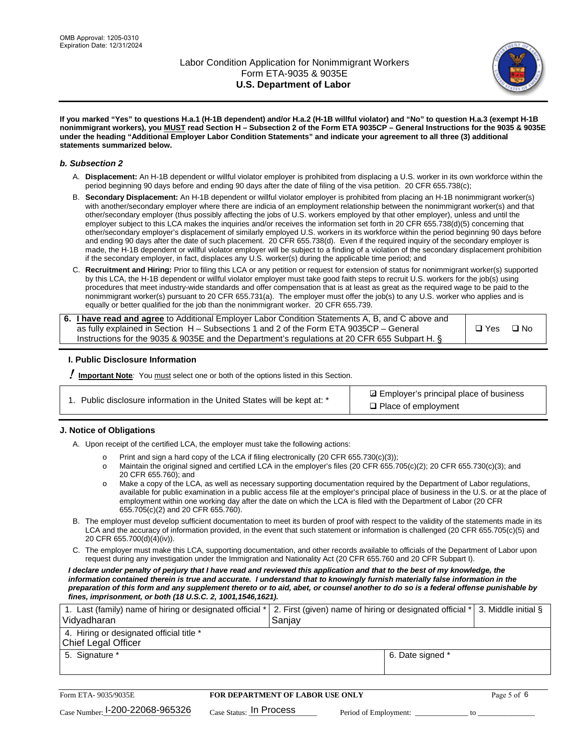**If you marked "Yes" to questions H.a.1 (H-1B dependent) and/or H.a.2 (H-1B willful violator) and "No" to question H.a.3 (exempt H-1B nonimmigrant workers), you MUST read Section H – Subsection 2 of the Form ETA 9035CP – General Instructions for the 9035 & 9035E under the heading "Additional Employer Labor Condition Statements" and indicate your agreement to all three (3) additional statements summarized below.**

### *b. Subsection 2*

A. **Displacement:** An H-1B dependent or willful violator employer is prohibited from displacing a U.S. worker in its own workforce within the period beginning 90 days before and ending 90 days after the date of filing of the visa petition. 20 CFR 655.738(c);

B. **Secondary Displacement:** An H-1B dependent or willful violator employer is prohibited from placing an H-1B nonimmigrant worker(s) with another/secondary employer where there are indicia of an employment relationship between the nonimmigrant worker(s) and that other/secondary employer (thus possibly affecting the jobs of U.S. workers employed by that other employer), unless and until the employer subject to this LCA makes the inquiries and/or receives the information set forth in 20 CFR 655.738(d)(5) concerning that other/secondary employer's displacement of similarly employed U.S. workers in its workforce within the period beginning 90 days before and ending 90 days after the date of such placement. 20 CFR 655.738(d). Even if the required inquiry of the secondary employer is made, the H-1B dependent or willful violator employer will be subject to a finding of a violation of the secondary displacement prohibition if the secondary employer, in fact, displaces any U.S. worker(s) during the applicable time period; and

C. **Recruitment and Hiring:** Prior to filing this LCA or any petition or request for extension of status for nonimmigrant worker(s) supported by this LCA, the H-1B dependent or willful violator employer must take good faith steps to recruit U.S. workers for the job(s) using procedures that meet industry-wide standards and offer compensation that is at least as great as the required wage to be paid to the nonimmigrant worker(s) pursuant to 20 CFR 655.731(a). The employer must offer the job(s) to any U.S. worker who applies and is equally or better qualified for the job than the nonimmigrant worker. 20 CFR 655.739.

| 6. **I have read and agree** to Additional Employer Labor Condition Statements A, B, and C above and as fully explained in Section H – Subsections 1 and 2 of the Form ETA 9035CP – General Instructions for the 9035 & 9035E and the Department's regulations at 20 CFR 655 Subpart H. § | ❑ Yes ❑ No |
|---|---|

## I. Public Disclosure Information

**! Important Note**: You must select one or both of the options listed in this Section.

| 1. Public disclosure information in the United States will be kept at: * | ☑ Employer's principal place of business<br>❑ Place of employment |
|---|---|

## J. Notice of Obligations

A. Upon receipt of the certified LCA, the employer must take the following actions:

- Print and sign a hard copy of the LCA if filing electronically (20 CFR 655.730(c)(3));
- Maintain the original signed and certified LCA in the employer's files (20 CFR 655.705(c)(2); 20 CFR 655.730(c)(3); and 20 CFR 655.760); and
- Make a copy of the LCA, as well as necessary supporting documentation required by the Department of Labor regulations, available for public examination in a public access file at the employer's principal place of business in the U.S. or at the place of employment within one working day after the date on which the LCA is filed with the Department of Labor (20 CFR 655.705(c)(2) and 20 CFR 655.760).

B. The employer must develop sufficient documentation to meet its burden of proof with respect to the validity of the statements made in its LCA and the accuracy of information provided, in the event that such statement or information is challenged (20 CFR 655.705(c)(5) and 20 CFR 655.700(d)(4)(iv)).

C. The employer must make this LCA, supporting documentation, and other records available to officials of the Department of Labor upon request during any investigation under the Immigration and Nationality Act (20 CFR 655.760 and 20 CFR Subpart I).

***I declare under penalty of perjury that I have read and reviewed this application and that to the best of my knowledge, the information contained therein is true and accurate. I understand that to knowingly furnish materially false information in the preparation of this form and any supplement thereto or to aid, abet, or counsel another to do so is a federal offense punishable by fines, imprisonment, or both (18 U.S.C. 2, 1001,1546,1621).***

| 1. Last (family) name of hiring or designated official * | 2. First (given) name of hiring or designated official * | 3. Middle initial § |
|---|---|---|
| Vidyadharan | Sanjay | |
| 4. Hiring or designated official title * | | |
| Chief Legal Officer | | |
| 5. Signature * | 6. Date signed * | |
| | | |

| Form ETA- 9035/9035E | FOR DEPARTMENT OF LABOR USE ONLY | |
|---|---|---|
| Case Number: I-200-22068-965326 | Case Status: In Process | Period of Employment: _____________ to _____________ |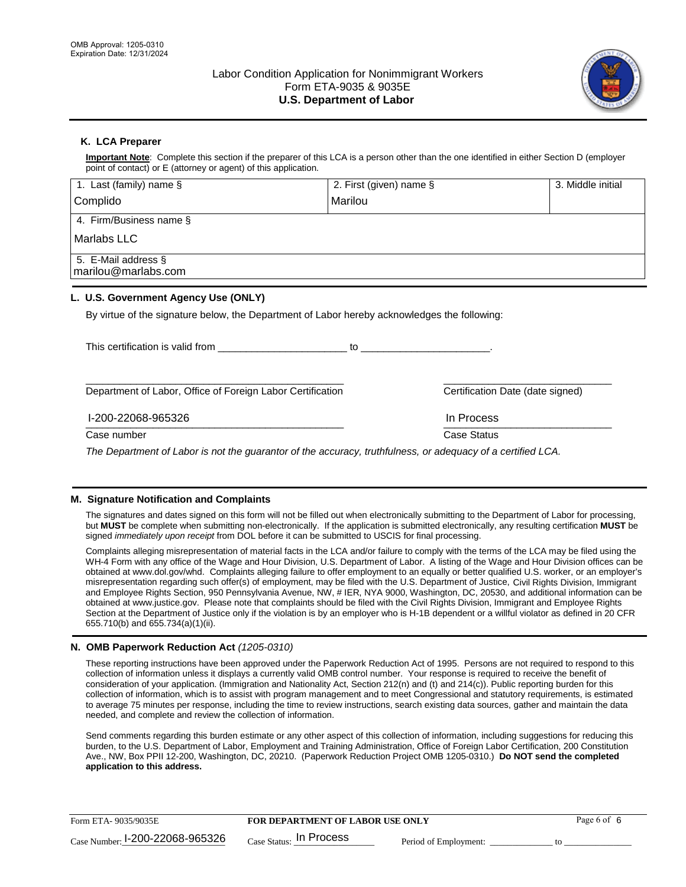OMB Approval: 1205-0310
Expiration Date: 12/31/2024

# Labor Condition Application for Nonimmigrant Workers
## Form ETA-9035 & 9035E
## **U.S. Department of Labor**

### K. LCA Preparer

**Important Note**: Complete this section if the preparer of this LCA is a person other than the one identified in either Section D (employer point of contact) or E (attorney or agent) of this application.

| 1. Last (family) name § | 2. First (given) name § | 3. Middle initial |
|---|---|---|
| Complido | Marilou | |
| 4. Firm/Business name § | | |
| Marlabs LLC | | |
| 5. E-Mail address § | | |
| marilou@marlabs.com | | |

### L. U.S. Government Agency Use (ONLY)

By virtue of the signature below, the Department of Labor hereby acknowledges the following:

This certification is valid from _______________________ to _______________________.

_______________________________________________ Department of Labor, Office of Foreign Labor Certification

_______________________________ Certification Date (date signed)

I-200-22068-965326
Case number

In Process
Case Status

*The Department of Labor is not the guarantor of the accuracy, truthfulness, or adequacy of a certified LCA.*

### M. Signature Notification and Complaints

The signatures and dates signed on this form will not be filled out when electronically submitting to the Department of Labor for processing, but **MUST** be complete when submitting non-electronically. If the application is submitted electronically, any resulting certification **MUST** be signed *immediately upon receipt* from DOL before it can be submitted to USCIS for final processing.

Complaints alleging misrepresentation of material facts in the LCA and/or failure to comply with the terms of the LCA may be filed using the WH-4 Form with any office of the Wage and Hour Division, U.S. Department of Labor. A listing of the Wage and Hour Division offices can be obtained at www.dol.gov/whd. Complaints alleging failure to offer employment to an equally or better qualified U.S. worker, or an employer's misrepresentation regarding such offer(s) of employment, may be filed with the U.S. Department of Justice, Civil Rights Division, Immigrant and Employee Rights Section, 950 Pennsylvania Avenue, NW, # IER, NYA 9000, Washington, DC, 20530, and additional information can be obtained at www.justice.gov. Please note that complaints should be filed with the Civil Rights Division, Immigrant and Employee Rights Section at the Department of Justice only if the violation is by an employer who is H-1B dependent or a willful violator as defined in 20 CFR 655.710(b) and 655.734(a)(1)(ii).

### N. OMB Paperwork Reduction Act *(1205-0310)*

These reporting instructions have been approved under the Paperwork Reduction Act of 1995. Persons are not required to respond to this collection of information unless it displays a currently valid OMB control number. Your response is required to receive the benefit of consideration of your application. (Immigration and Nationality Act, Section 212(n) and (t) and 214(c)). Public reporting burden for this collection of information, which is to assist with program management and to meet Congressional and statutory requirements, is estimated to average 75 minutes per response, including the time to review instructions, search existing data sources, gather and maintain the data needed, and complete and review the collection of information.

Send comments regarding this burden estimate or any other aspect of this collection of information, including suggestions for reducing this burden, to the U.S. Department of Labor, Employment and Training Administration, Office of Foreign Labor Certification, 200 Constitution Ave., NW, Box PPII 12-200, Washington, DC, 20210. (Paperwork Reduction Project OMB 1205-0310.) **Do NOT send the completed application to this address.**

Form ETA- 9035/9035E | **FOR DEPARTMENT OF LABOR USE ONLY**

Case Number: I-200-22068-965326 Case Status: In Process Period of Employment: _____________ to _____________